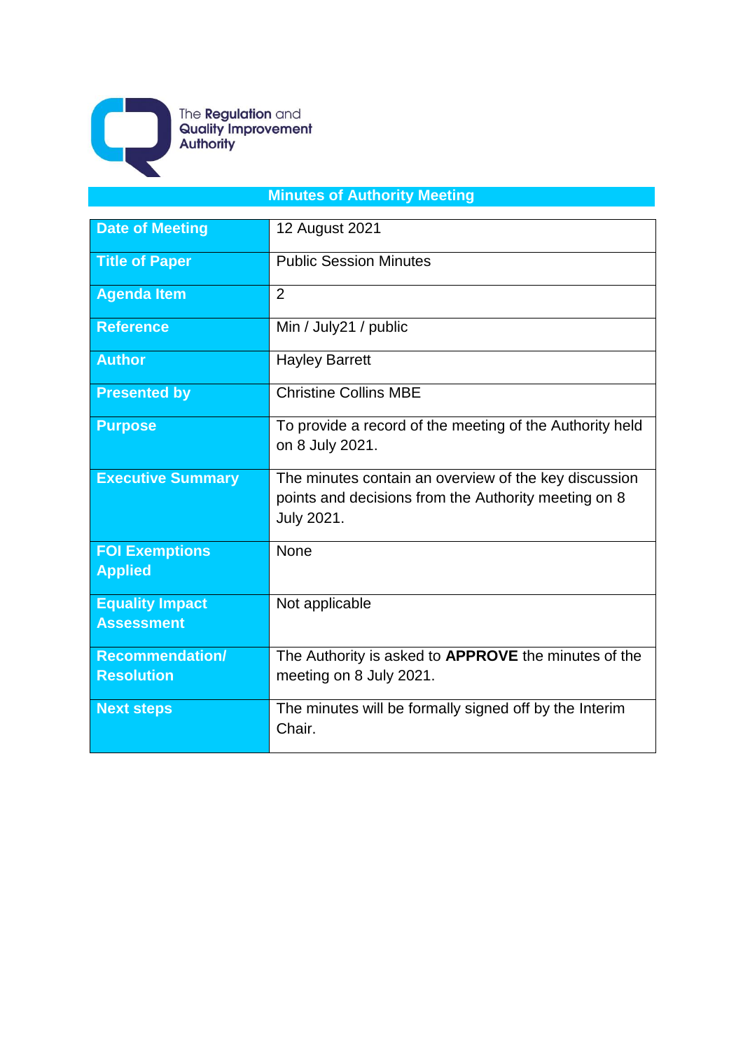The Regulation and Quality Improvement Authority

# Minutes of Authority Meeting

| | |
|---|---|
| **Date of Meeting** | 12 August 2021 |
| **Title of Paper** | Public Session Minutes |
| **Agenda Item** | 2 |
| **Reference** | Min / July21 / public |
| **Author** | Hayley Barrett |
| **Presented by** | Christine Collins MBE |
| **Purpose** | To provide a record of the meeting of the Authority held on 8 July 2021. |
| **Executive Summary** | The minutes contain an overview of the key discussion points and decisions from the Authority meeting on 8 July 2021. |
| **FOI Exemptions Applied** | None |
| **Equality Impact Assessment** | Not applicable |
| **Recommendation/ Resolution** | The Authority is asked to **APPROVE** the minutes of the meeting on 8 July 2021. |
| **Next steps** | The minutes will be formally signed off by the Interim Chair. |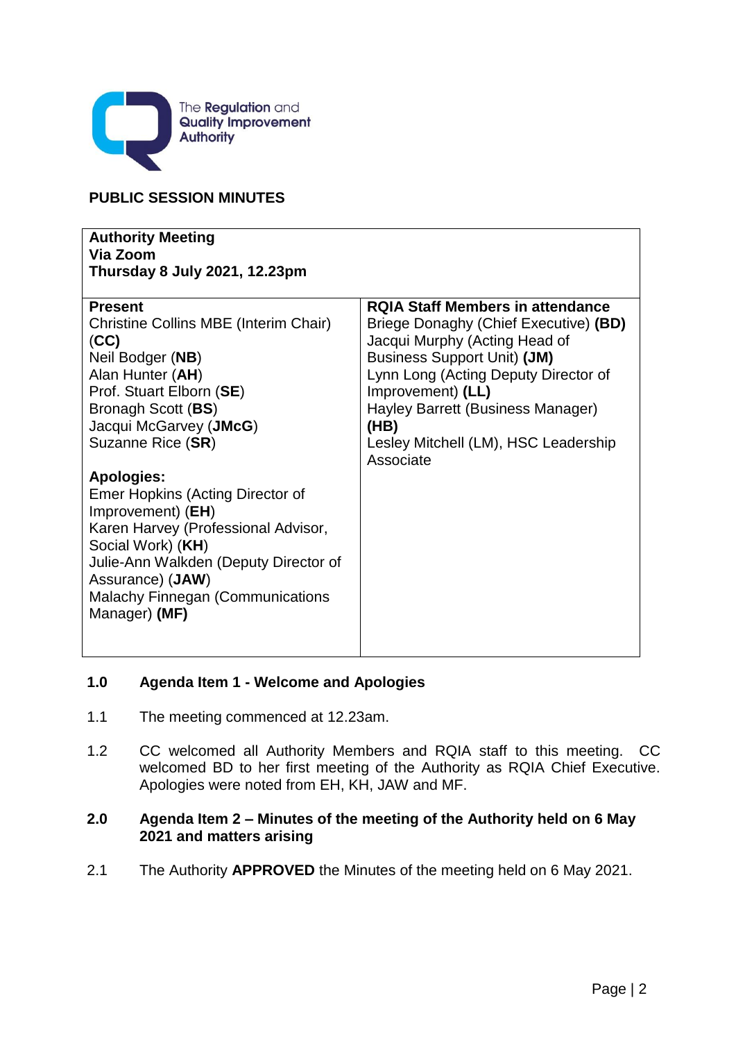The Regulation and Quality Improvement Authority

**PUBLIC SESSION MINUTES**

| **Authority Meeting**<br>**Via Zoom**<br>**Thursday 8 July 2021, 12.23pm** | |
|---|---|
| **Present**<br>Christine Collins MBE (Interim Chair) (**CC**)<br>Neil Bodger (**NB**)<br>Alan Hunter (**AH**)<br>Prof. Stuart Elborn (**SE**)<br>Bronagh Scott (**BS**)<br>Jacqui McGarvey (**JMcG**)<br>Suzanne Rice (**SR**)<br><br>**Apologies:**<br>Emer Hopkins (Acting Director of Improvement) (**EH**)<br>Karen Harvey (Professional Advisor, Social Work) (**KH**)<br>Julie-Ann Walkden (Deputy Director of Assurance) (**JAW**)<br>Malachy Finnegan (Communications Manager) **(MF)** | **RQIA Staff Members in attendance**<br>Briege Donaghy (Chief Executive) **(BD)**<br>Jacqui Murphy (Acting Head of Business Support Unit) **(JM)**<br>Lynn Long (Acting Deputy Director of Improvement) **(LL)**<br>Hayley Barrett (Business Manager) **(HB)**<br>Lesley Mitchell (LM), HSC Leadership Associate |

**1.0 Agenda Item 1 - Welcome and Apologies**

1.1 The meeting commenced at 12.23am.

1.2 CC welcomed all Authority Members and RQIA staff to this meeting. CC welcomed BD to her first meeting of the Authority as RQIA Chief Executive. Apologies were noted from EH, KH, JAW and MF.

**2.0 Agenda Item 2 – Minutes of the meeting of the Authority held on 6 May 2021 and matters arising**

2.1 The Authority **APPROVED** the Minutes of the meeting held on 6 May 2021.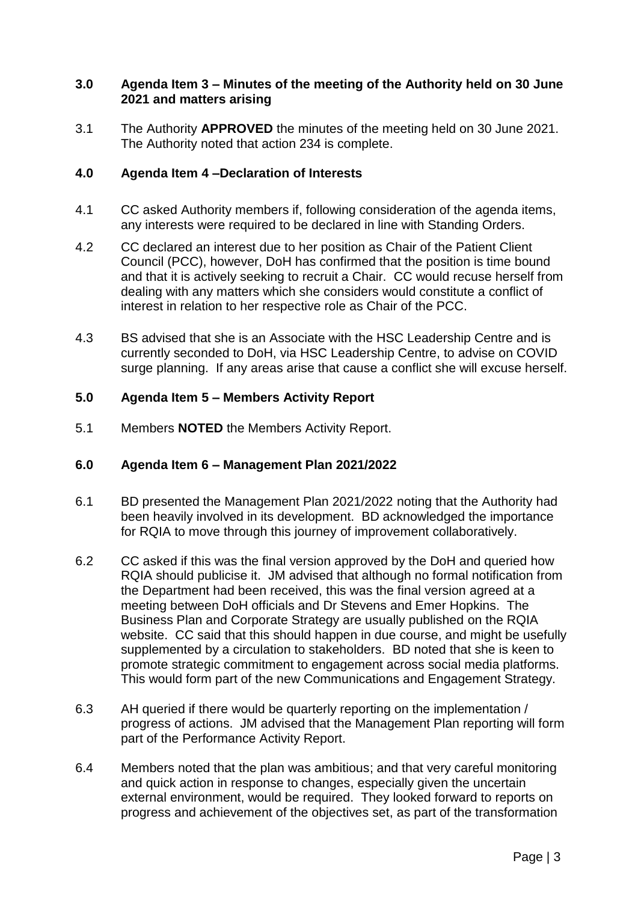## 3.0 Agenda Item 3 – Minutes of the meeting of the Authority held on 30 June 2021 and matters arising

3.1 The Authority **APPROVED** the minutes of the meeting held on 30 June 2021. The Authority noted that action 234 is complete.

## 4.0 Agenda Item 4 –Declaration of Interests

4.1 CC asked Authority members if, following consideration of the agenda items, any interests were required to be declared in line with Standing Orders.

4.2 CC declared an interest due to her position as Chair of the Patient Client Council (PCC), however, DoH has confirmed that the position is time bound and that it is actively seeking to recruit a Chair. CC would recuse herself from dealing with any matters which she considers would constitute a conflict of interest in relation to her respective role as Chair of the PCC.

4.3 BS advised that she is an Associate with the HSC Leadership Centre and is currently seconded to DoH, via HSC Leadership Centre, to advise on COVID surge planning. If any areas arise that cause a conflict she will excuse herself.

## 5.0 Agenda Item 5 – Members Activity Report

5.1 Members **NOTED** the Members Activity Report.

## 6.0 Agenda Item 6 – Management Plan 2021/2022

6.1 BD presented the Management Plan 2021/2022 noting that the Authority had been heavily involved in its development. BD acknowledged the importance for RQIA to move through this journey of improvement collaboratively.

6.2 CC asked if this was the final version approved by the DoH and queried how RQIA should publicise it. JM advised that although no formal notification from the Department had been received, this was the final version agreed at a meeting between DoH officials and Dr Stevens and Emer Hopkins. The Business Plan and Corporate Strategy are usually published on the RQIA website. CC said that this should happen in due course, and might be usefully supplemented by a circulation to stakeholders. BD noted that she is keen to promote strategic commitment to engagement across social media platforms. This would form part of the new Communications and Engagement Strategy.

6.3 AH queried if there would be quarterly reporting on the implementation / progress of actions. JM advised that the Management Plan reporting will form part of the Performance Activity Report.

6.4 Members noted that the plan was ambitious; and that very careful monitoring and quick action in response to changes, especially given the uncertain external environment, would be required. They looked forward to reports on progress and achievement of the objectives set, as part of the transformation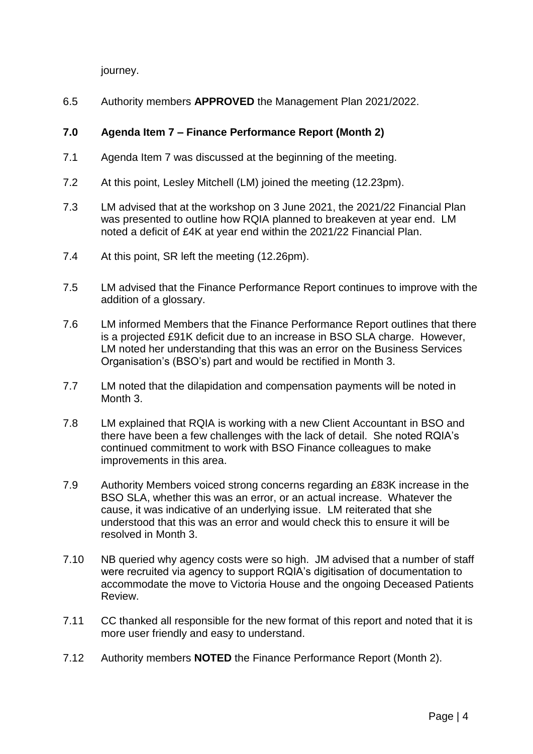journey.

6.5 Authority members **APPROVED** the Management Plan 2021/2022.

## 7.0 Agenda Item 7 – Finance Performance Report (Month 2)

7.1 Agenda Item 7 was discussed at the beginning of the meeting.

7.2 At this point, Lesley Mitchell (LM) joined the meeting (12.23pm).

7.3 LM advised that at the workshop on 3 June 2021, the 2021/22 Financial Plan was presented to outline how RQIA planned to breakeven at year end. LM noted a deficit of £4K at year end within the 2021/22 Financial Plan.

7.4 At this point, SR left the meeting (12.26pm).

7.5 LM advised that the Finance Performance Report continues to improve with the addition of a glossary.

7.6 LM informed Members that the Finance Performance Report outlines that there is a projected £91K deficit due to an increase in BSO SLA charge. However, LM noted her understanding that this was an error on the Business Services Organisation's (BSO's) part and would be rectified in Month 3.

7.7 LM noted that the dilapidation and compensation payments will be noted in Month 3.

7.8 LM explained that RQIA is working with a new Client Accountant in BSO and there have been a few challenges with the lack of detail. She noted RQIA's continued commitment to work with BSO Finance colleagues to make improvements in this area.

7.9 Authority Members voiced strong concerns regarding an £83K increase in the BSO SLA, whether this was an error, or an actual increase. Whatever the cause, it was indicative of an underlying issue. LM reiterated that she understood that this was an error and would check this to ensure it will be resolved in Month 3.

7.10 NB queried why agency costs were so high. JM advised that a number of staff were recruited via agency to support RQIA's digitisation of documentation to accommodate the move to Victoria House and the ongoing Deceased Patients Review.

7.11 CC thanked all responsible for the new format of this report and noted that it is more user friendly and easy to understand.

7.12 Authority members **NOTED** the Finance Performance Report (Month 2).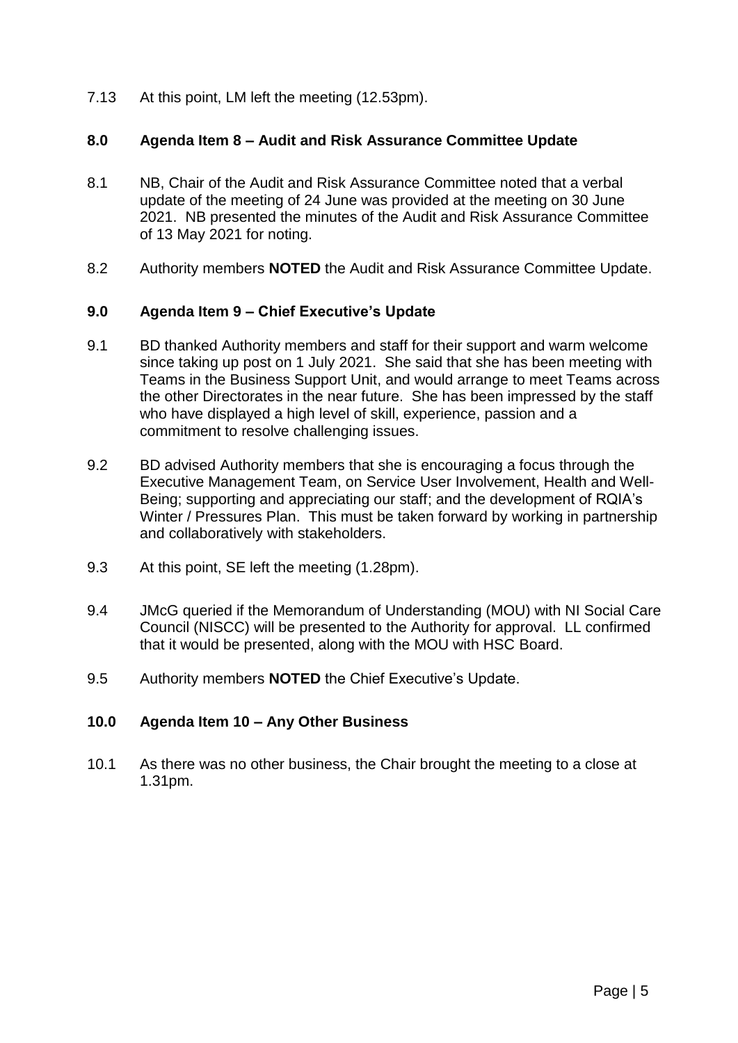7.13 At this point, LM left the meeting (12.53pm).

## 8.0 Agenda Item 8 – Audit and Risk Assurance Committee Update

8.1 NB, Chair of the Audit and Risk Assurance Committee noted that a verbal update of the meeting of 24 June was provided at the meeting on 30 June 2021. NB presented the minutes of the Audit and Risk Assurance Committee of 13 May 2021 for noting.

8.2 Authority members **NOTED** the Audit and Risk Assurance Committee Update.

## 9.0 Agenda Item 9 – Chief Executive's Update

9.1 BD thanked Authority members and staff for their support and warm welcome since taking up post on 1 July 2021. She said that she has been meeting with Teams in the Business Support Unit, and would arrange to meet Teams across the other Directorates in the near future. She has been impressed by the staff who have displayed a high level of skill, experience, passion and a commitment to resolve challenging issues.

9.2 BD advised Authority members that she is encouraging a focus through the Executive Management Team, on Service User Involvement, Health and Well-Being; supporting and appreciating our staff; and the development of RQIA's Winter / Pressures Plan. This must be taken forward by working in partnership and collaboratively with stakeholders.

9.3 At this point, SE left the meeting (1.28pm).

9.4 JMcG queried if the Memorandum of Understanding (MOU) with NI Social Care Council (NISCC) will be presented to the Authority for approval. LL confirmed that it would be presented, along with the MOU with HSC Board.

9.5 Authority members **NOTED** the Chief Executive's Update.

## 10.0 Agenda Item 10 – Any Other Business

10.1 As there was no other business, the Chair brought the meeting to a close at 1.31pm.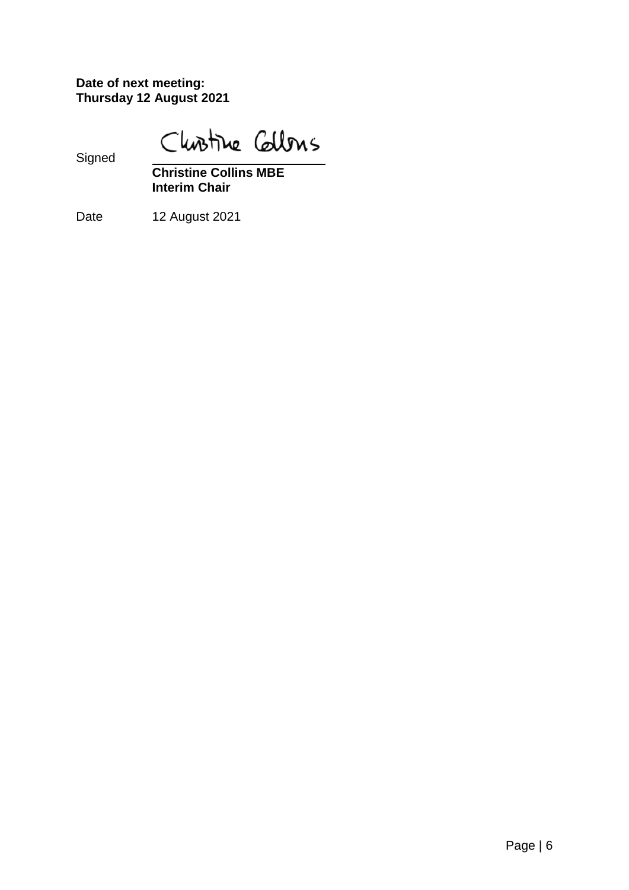**Date of next meeting:**
**Thursday 12 August 2021**

Signed

**Christine Collins MBE**
**Interim Chair**

Date 12 August 2021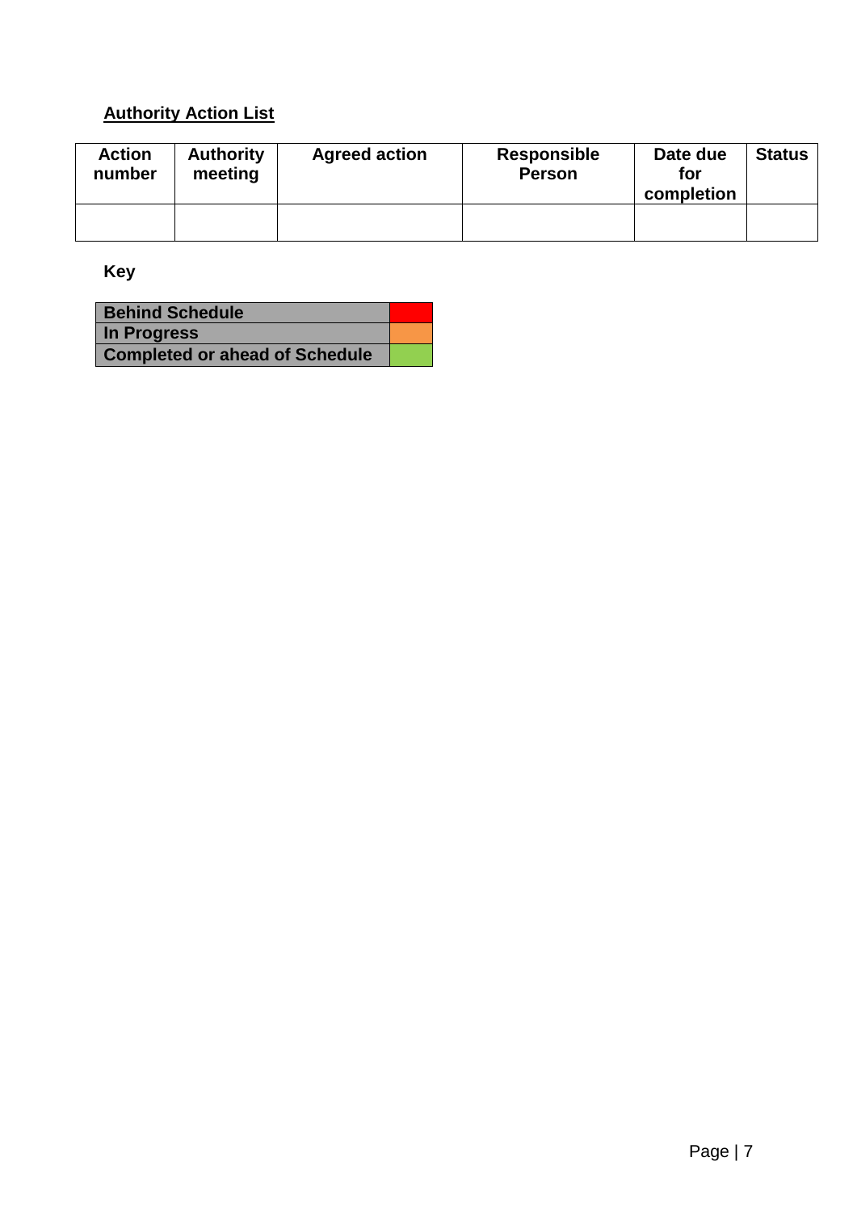**Authority Action List**

| Action number | Authority meeting | Agreed action | Responsible Person | Date due for completion | Status |
|---|---|---|---|---|---|
| | | | | | |

**Key**

| | |
|---|---|
| **Behind Schedule** | |
| **In Progress** | |
| **Completed or ahead of Schedule** | |